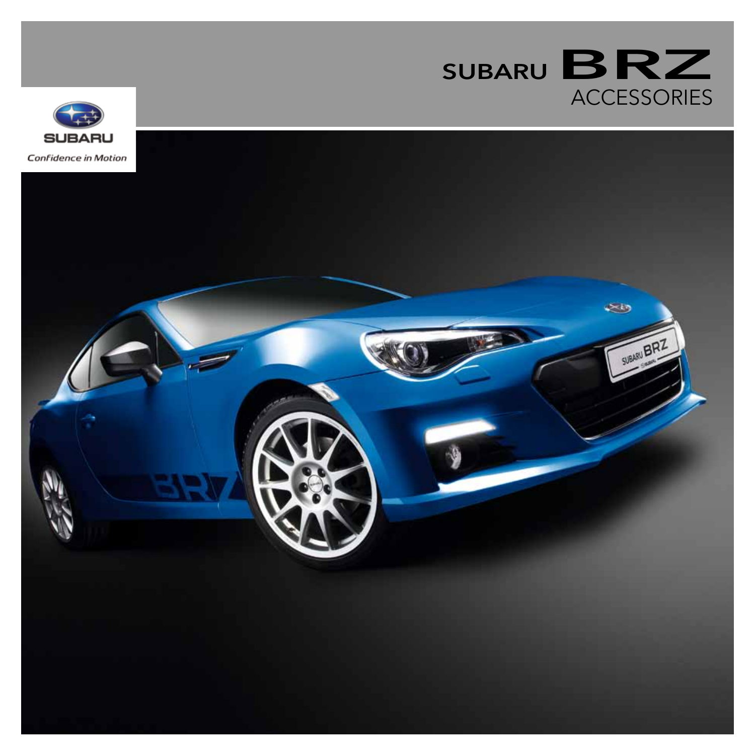# SUBARU BRZ ACCESSORIES

SUBARU

*Confidence in Motion*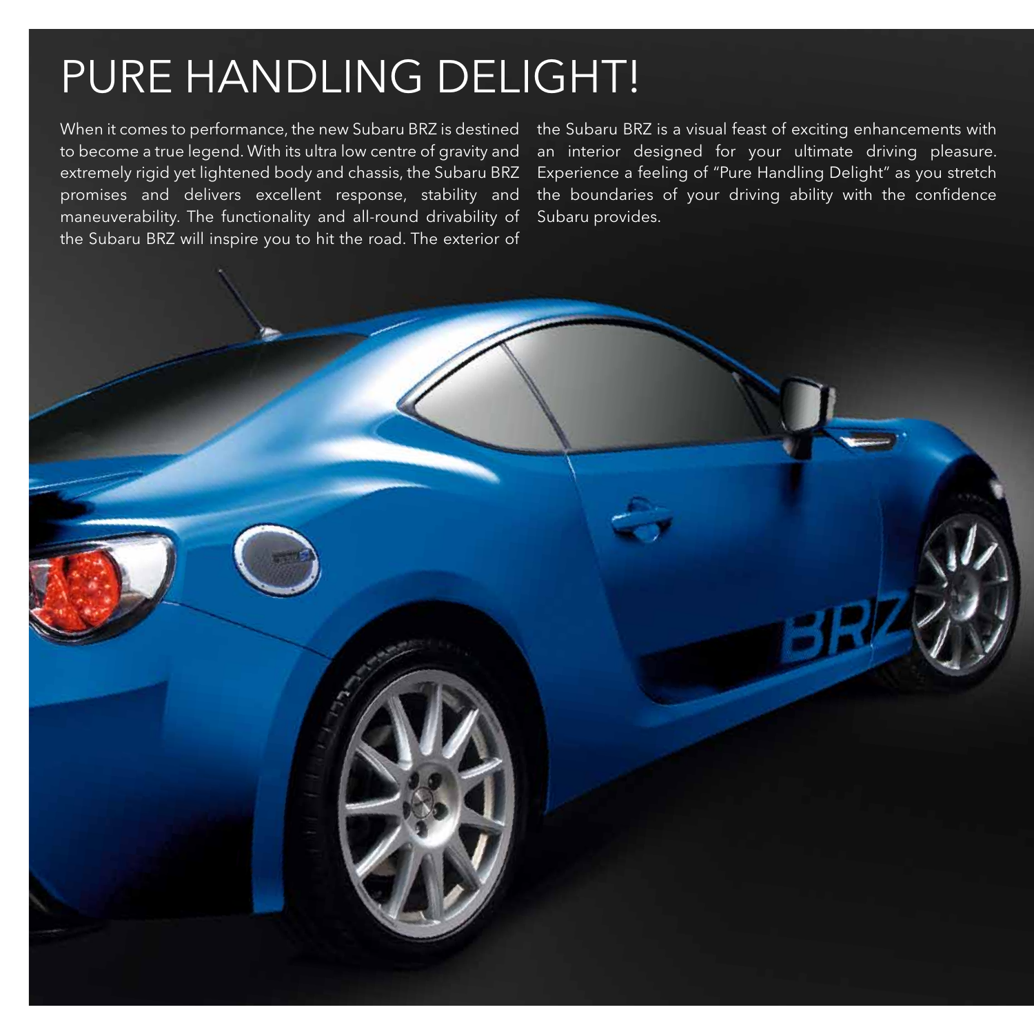# PURE HANDLING DELIGHT!

When it comes to performance, the new Subaru BRZ is destined to become a true legend. With its ultra low centre of gravity and extremely rigid yet lightened body and chassis, the Subaru BRZ promises and delivers excellent response, stability and maneuverability. The functionality and all-round drivability of the Subaru BRZ will inspire you to hit the road. The exterior of the Subaru BRZ is a visual feast of exciting enhancements with an interior designed for your ultimate driving pleasure. Experience a feeling of "Pure Handling Delight" as you stretch the boundaries of your driving ability with the confidence Subaru provides.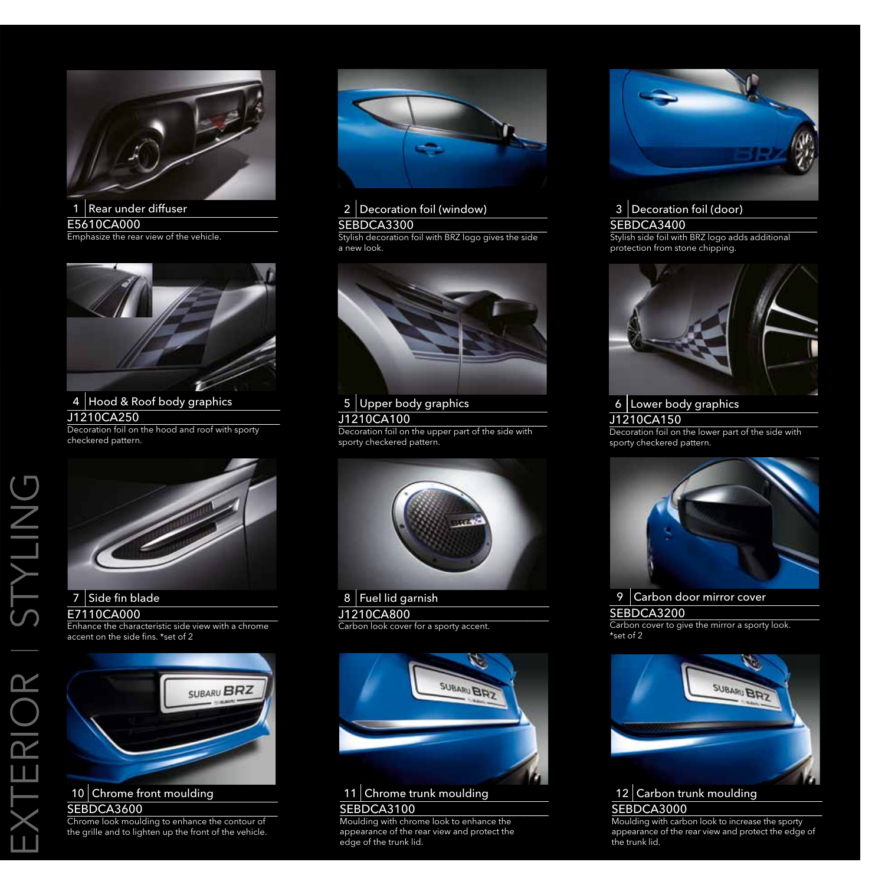# EXTERIOR | STYLING

### 1 | Rear under diffuser
**E5610CA000**
Emphasize the rear view of the vehicle.

### 2 | Decoration foil (window)
**SEBDCA3300**
Stylish decoration foil with BRZ logo gives the side a new look.

### 3 | Decoration foil (door)
**SEBDCA3400**
Stylish side foil with BRZ logo adds additional protection from stone chipping.

### 4 | Hood & Roof body graphics
**J1210CA250**
Decoration foil on the hood and roof with sporty checkered pattern.

### 5 | Upper body graphics
**J1210CA100**
Decoration foil on the upper part of the side with sporty checkered pattern.

### 6 | Lower body graphics
**J1210CA150**
Decoration foil on the lower part of the side with sporty checkered pattern.

### 7 | Side fin blade
**E7110CA000**
Enhance the characteristic side view with a chrome accent on the side fins. *set of 2

### 8 | Fuel lid garnish
**J1210CA800**
Carbon look cover for a sporty accent.

### 9 | Carbon door mirror cover
**SEBDCA3200**
Carbon cover to give the mirror a sporty look. *set of 2

### 10 | Chrome front moulding
**SEBDCA3600**
Chrome look moulding to enhance the contour of the grille and to lighten up the front of the vehicle.

### 11 | Chrome trunk moulding
**SEBDCA3100**
Moulding with chrome look to enhance the appearance of the rear view and protect the edge of the trunk lid.

### 12 | Carbon trunk moulding
**SEBDCA3000**
Moulding with carbon look to increase the sporty appearance of the rear view and protect the edge of the trunk lid.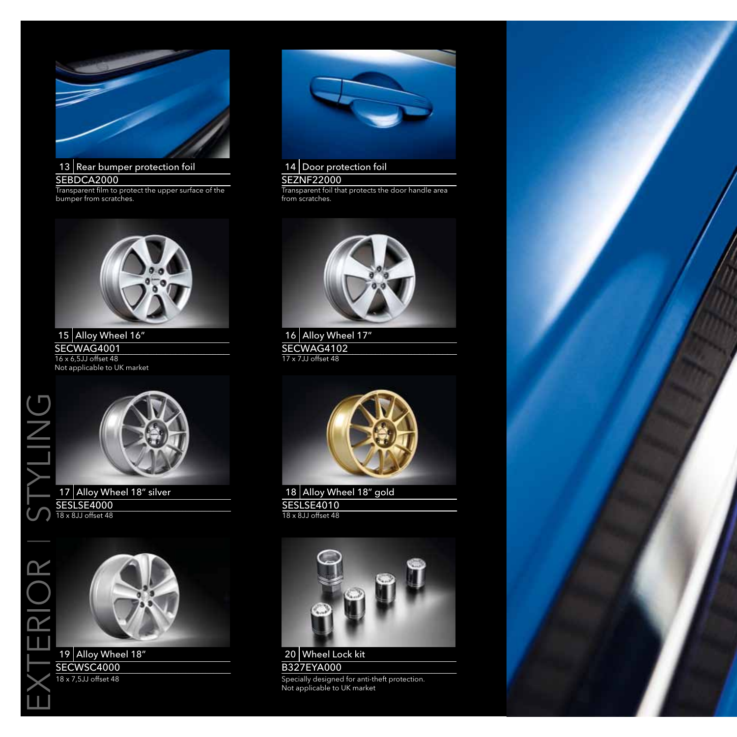# EXTERIOR | STYLING

**13 | Rear bumper protection foil**

SEBDCA2000

Transparent film to protect the upper surface of the bumper from scratches.

**14 | Door protection foil**

SEZNF22000

Transparent foil that protects the door handle area from scratches.

**15 | Alloy Wheel 16″**

SECWAG4001

16 x 6,5JJ offset 48

Not applicable to UK market

**16 | Alloy Wheel 17″**

SECWAG4102

17 x 7JJ offset 48

**17 | Alloy Wheel 18″ silver**

SESLSE4000

18 x 8JJ offset 48

**18 | Alloy Wheel 18″ gold**

SESLSE4010

18 x 8JJ offset 48

**19 | Alloy Wheel 18″**

SECWSC4000

18 x 7,5JJ offset 48

**20 | Wheel Lock kit**

B327EYA000

Specially designed for anti-theft protection.

Not applicable to UK market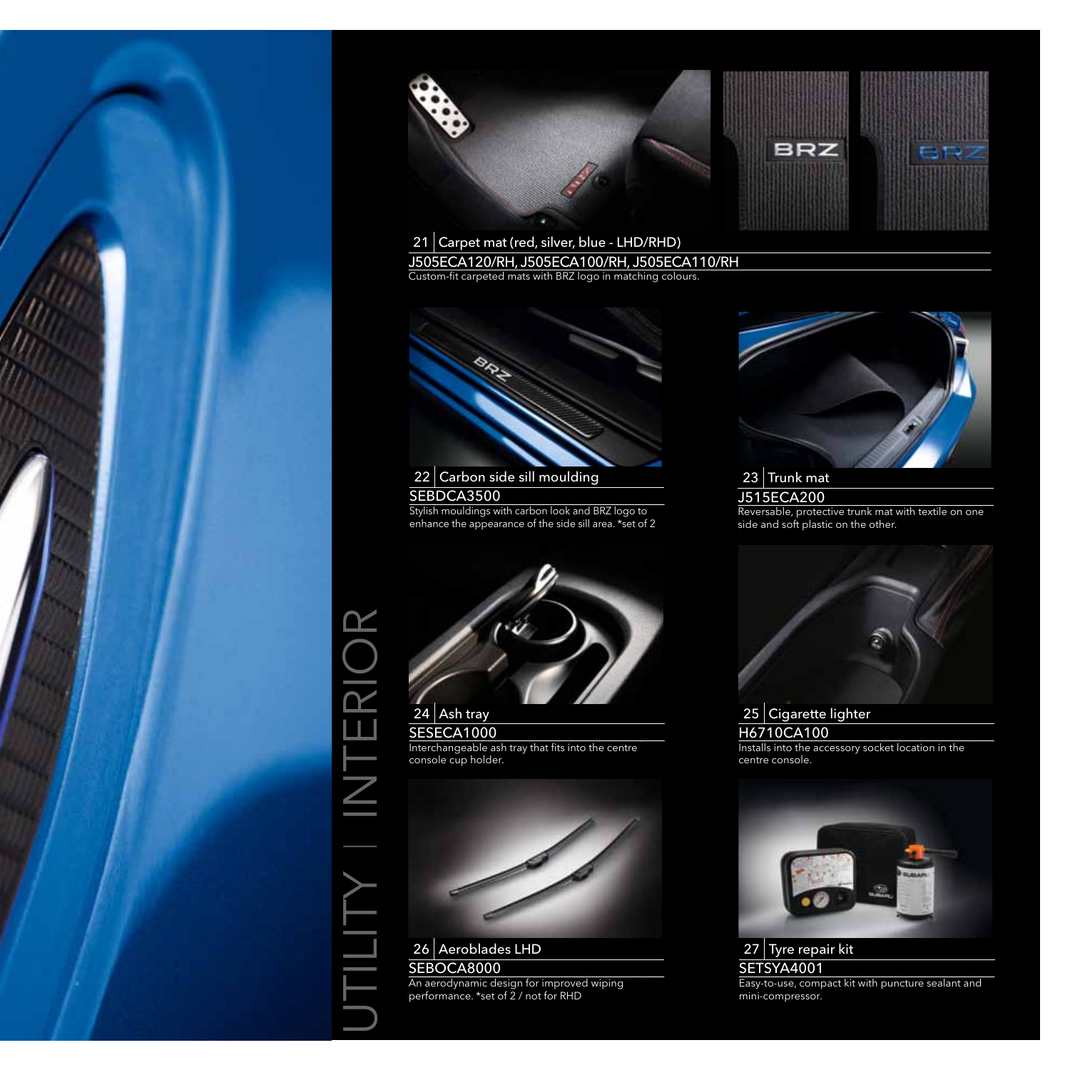# UTILITY | INTERIOR

## 21 | Carpet mat (red, silver, blue - LHD/RHD)

J505ECA120/RH, J505ECA100/RH, J505ECA110/RH

Custom-fit carpeted mats with BRZ logo in matching colours.

## 22 | Carbon side sill moulding

SEBDCA3500

Stylish mouldings with carbon look and BRZ logo to enhance the appearance of the side sill area. *set of 2

## 23 | Trunk mat

J515ECA200

Reversable, protective trunk mat with textile on one side and soft plastic on the other.

## 24 | Ash tray

SESECA1000

Interchangeable ash tray that fits into the centre console cup holder.

## 25 | Cigarette lighter

H6710CA100

Installs into the accessory socket location in the centre console.

## 26 | Aeroblades LHD

SEBOCA8000

An aerodynamic design for improved wiping performance. *set of 2 / not for RHD

## 27 | Tyre repair kit

SETSYA4001

Easy-to-use, compact kit with puncture sealant and mini-compressor.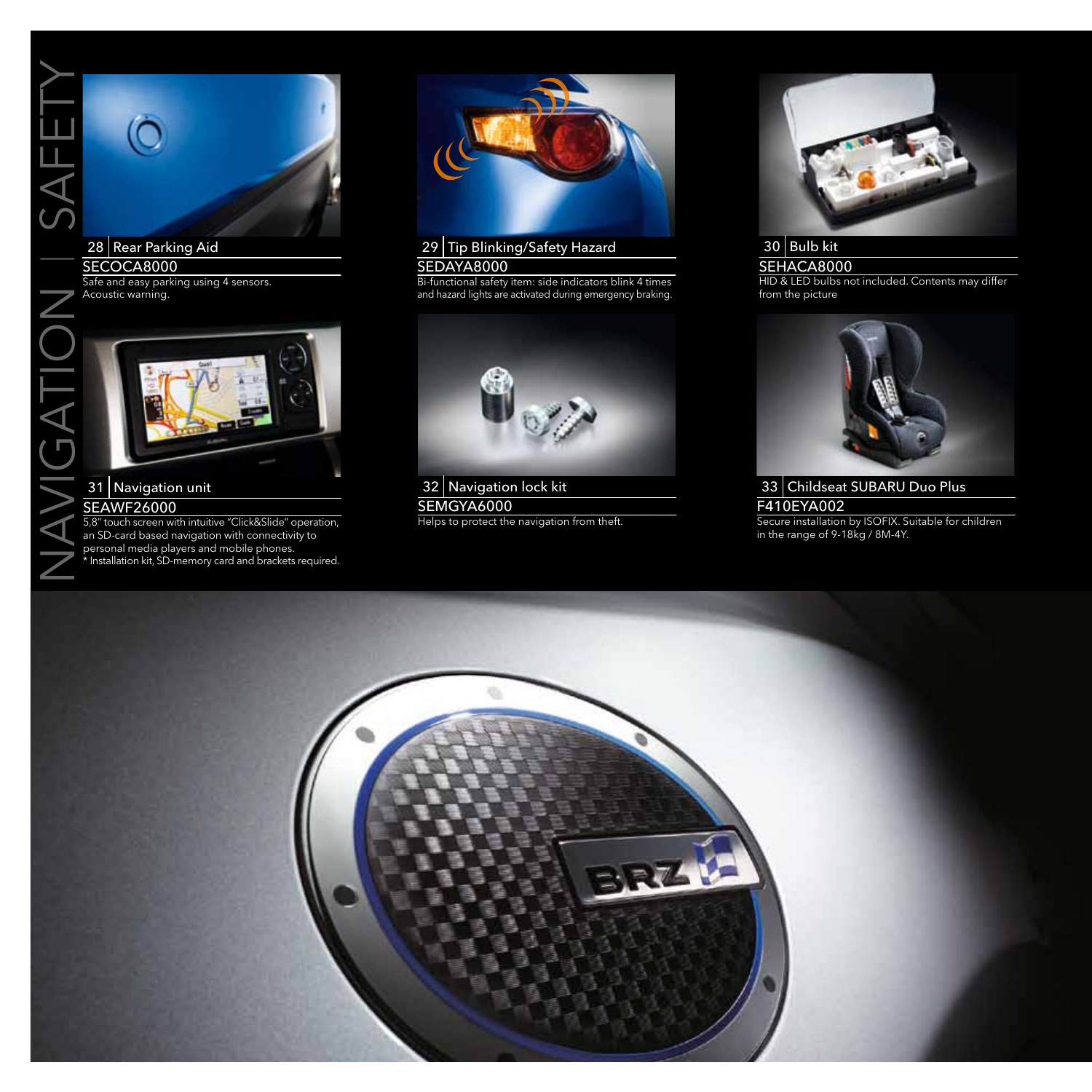# NAVIGATION | SAFETY

## 28 | Rear Parking Aid

SECOCA8000

Safe and easy parking using 4 sensors. Acoustic warning.

## 29 | Tip Blinking/Safety Hazard

SEDAYA8000

Bi-functional safety item: side indicators blink 4 times and hazard lights are activated during emergency braking.

## 30 | Bulb kit

SEHACA8000

HID & LED bulbs not included. Contents may differ from the picture

## 31 | Navigation unit

SEAWF26000

5,8" touch screen with intuitive "Click&Slide" operation, an SD-card based navigation with connectivity to personal media players and mobile phones.
* Installation kit, SD-memory card and brackets required.

## 32 | Navigation lock kit

SEMGYA6000

Helps to protect the navigation from theft.

## 33 | Childseat SUBARU Duo Plus

F410EYA002

Secure installation by ISOFIX. Suitable for children in the range of 9-18kg / 8M-4Y.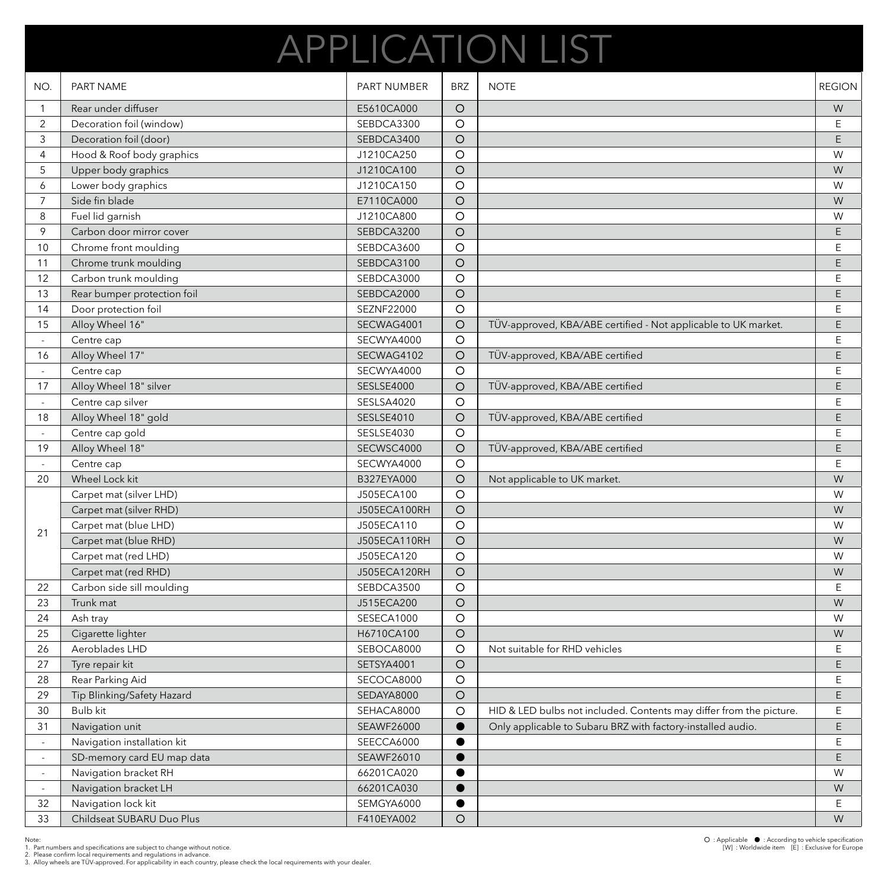# APPLICATION LIST

| NO. | PART NAME | PART NUMBER | BRZ | NOTE | REGION |
|---|---|---|---|---|---|
| 1 | Rear under diffuser | E5610CA000 | ○ | | W |
| 2 | Decoration foil (window) | SEBDCA3300 | ○ | | E |
| 3 | Decoration foil (door) | SEBDCA3400 | ○ | | E |
| 4 | Hood & Roof body graphics | J1210CA250 | ○ | | W |
| 5 | Upper body graphics | J1210CA100 | ○ | | W |
| 6 | Lower body graphics | J1210CA150 | ○ | | W |
| 7 | Side fin blade | E7110CA000 | ○ | | W |
| 8 | Fuel lid garnish | J1210CA800 | ○ | | W |
| 9 | Carbon door mirror cover | SEBDCA3200 | ○ | | E |
| 10 | Chrome front moulding | SEBDCA3600 | ○ | | E |
| 11 | Chrome trunk moulding | SEBDCA3100 | ○ | | E |
| 12 | Carbon trunk moulding | SEBDCA3000 | ○ | | E |
| 13 | Rear bumper protection foil | SEBDCA2000 | ○ | | E |
| 14 | Door protection foil | SEZNF22000 | ○ | | E |
| 15 | Alloy Wheel 16" | SECWAG4001 | ○ | TÜV-approved, KBA/ABE certified - Not applicable to UK market. | E |
| - | Centre cap | SECWYA4000 | ○ | | E |
| 16 | Alloy Wheel 17" | SECWAG4102 | ○ | TÜV-approved, KBA/ABE certified | E |
| - | Centre cap | SECWYA4000 | ○ | | E |
| 17 | Alloy Wheel 18" silver | SESLSE4000 | ○ | TÜV-approved, KBA/ABE certified | E |
| - | Centre cap silver | SESLSA4020 | ○ | | E |
| 18 | Alloy Wheel 18" gold | SESLSE4010 | ○ | TÜV-approved, KBA/ABE certified | E |
| - | Centre cap gold | SESLSE4030 | ○ | | E |
| 19 | Alloy Wheel 18" | SECWSC4000 | ○ | TÜV-approved, KBA/ABE certified | E |
| - | Centre cap | SECWYA4000 | ○ | | E |
| 20 | Wheel Lock kit | B327EYA000 | ○ | Not applicable to UK market. | W |
| 21 | Carpet mat (silver LHD) | J505ECA100 | ○ | | W |
| | Carpet mat (silver RHD) | J505ECA100RH | ○ | | W |
| | Carpet mat (blue LHD) | J505ECA110 | ○ | | W |
| | Carpet mat (blue RHD) | J505ECA110RH | ○ | | W |
| | Carpet mat (red LHD) | J505ECA120 | ○ | | W |
| | Carpet mat (red RHD) | J505ECA120RH | ○ | | W |
| 22 | Carbon side sill moulding | SEBDCA3500 | ○ | | E |
| 23 | Trunk mat | J515ECA200 | ○ | | W |
| 24 | Ash tray | SESECA1000 | ○ | | W |
| 25 | Cigarette lighter | H6710CA100 | ○ | | W |
| 26 | Aeroblades LHD | SEBOCA8000 | ○ | Not suitable for RHD vehicles | E |
| 27 | Tyre repair kit | SETSYA4001 | ○ | | E |
| 28 | Rear Parking Aid | SECOCA8000 | ○ | | E |
| 29 | Tip Blinking/Safety Hazard | SEDAYA8000 | ○ | | E |
| 30 | Bulb kit | SEHACA8000 | ○ | HID & LED bulbs not included. Contents may differ from the picture. | E |
| 31 | Navigation unit | SEAWF26000 | ● | Only applicable to Subaru BRZ with factory-installed audio. | E |
| - | Navigation installation kit | SEECCA6000 | ● | | E |
| - | SD-memory card EU map data | SEAWF26010 | ● | | E |
| - | Navigation bracket RH | 66201CA020 | ● | | W |
| - | Navigation bracket LH | 66201CA030 | ● | | W |
| 32 | Navigation lock kit | SEMGYA6000 | ● | | E |
| 33 | Childseat SUBARU Duo Plus | F410EYA002 | ○ | | W |

Note:
1. Part numbers and specifications are subject to change without notice.
2. Please confirm local requirements and regulations in advance.
3. Alloy wheels are TÜV-approved. For applicability in each country, please check the local requirements with your dealer.

○ : Applicable ● : According to vehicle specification
[W] : Worldwide item [E] : Exclusive for Europe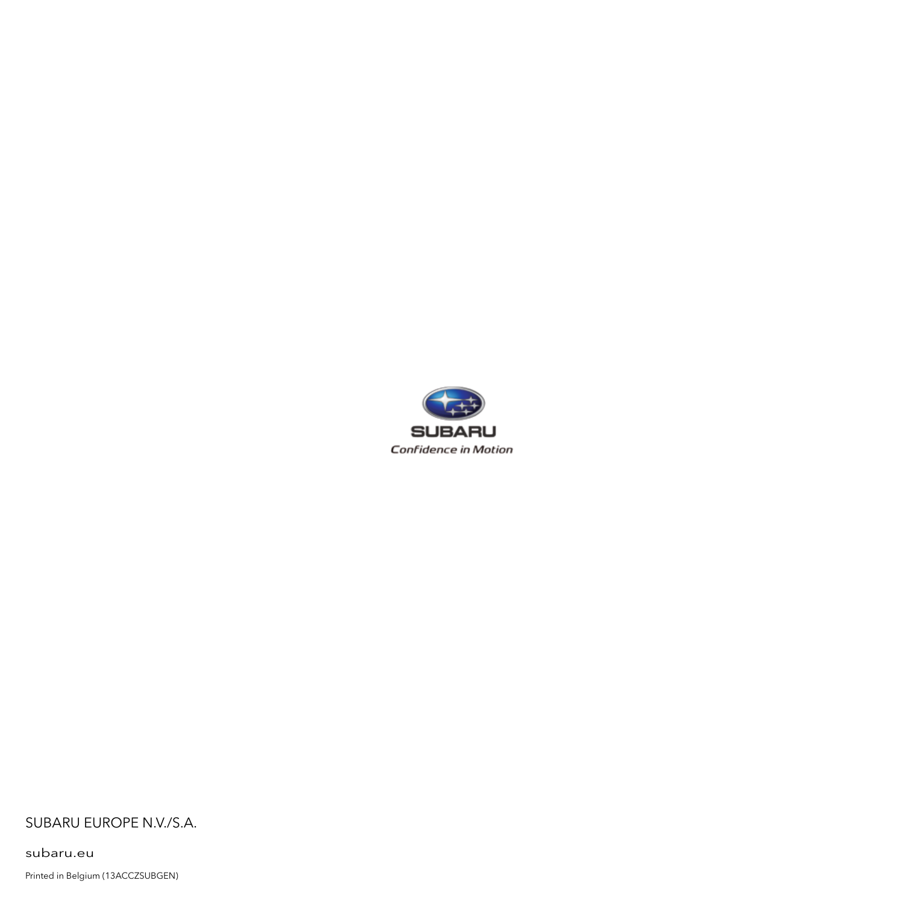SUBARU

*Confidence in Motion*

SUBARU EUROPE N.V./S.A.

subaru.eu

Printed in Belgium (13ACCZSUBGEN)